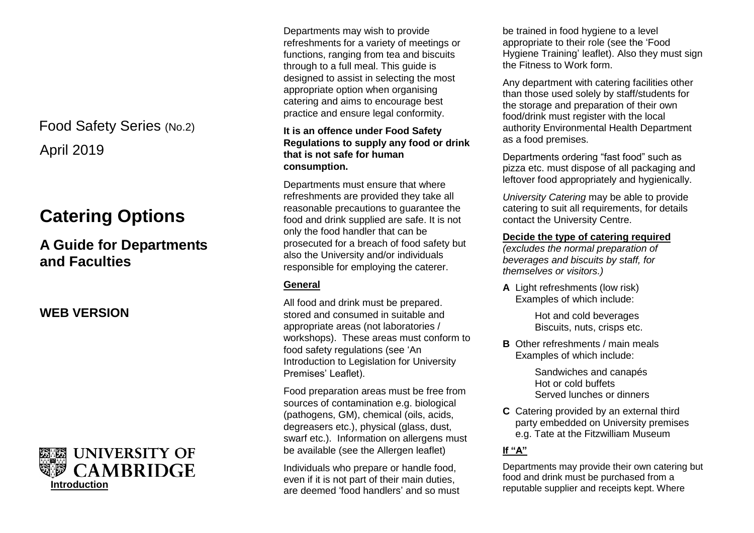Food Safety Series (No.2)

April 2019

# Catering Options

## A Guide for Departments and Faculties

### WEB VERSION

UNIVERSITY OF CAMBRIDGE

**Introduction**

Departments may wish to provide refreshments for a variety of meetings or functions, ranging from tea and biscuits through to a full meal. This guide is designed to assist in selecting the most appropriate option when organising catering and aims to encourage best practice and ensure legal conformity.

**It is an offence under Food Safety Regulations to supply any food or drink that is not safe for human consumption.**

Departments must ensure that where refreshments are provided they take all reasonable precautions to guarantee the food and drink supplied are safe. It is not only the food handler that can be prosecuted for a breach of food safety but also the University and/or individuals responsible for employing the caterer.

**General**

All food and drink must be prepared. stored and consumed in suitable and appropriate areas (not laboratories / workshops). These areas must conform to food safety regulations (see 'An Introduction to Legislation for University Premises' Leaflet).

Food preparation areas must be free from sources of contamination e.g. biological (pathogens, GM), chemical (oils, acids, degreasers etc.), physical (glass, dust, swarf etc.). Information on allergens must be available (see the Allergen leaflet)

Individuals who prepare or handle food, even if it is not part of their main duties, are deemed 'food handlers' and so must be trained in food hygiene to a level appropriate to their role (see the 'Food Hygiene Training' leaflet). Also they must sign the Fitness to Work form.

Any department with catering facilities other than those used solely by staff/students for the storage and preparation of their own food/drink must register with the local authority Environmental Health Department as a food premises.

Departments ordering "fast food" such as pizza etc. must dispose of all packaging and leftover food appropriately and hygienically.

*University Catering* may be able to provide catering to suit all requirements, for details contact the University Centre.

**Decide the type of catering required**

*(excludes the normal preparation of beverages and biscuits by staff, for themselves or visitors.)*

**A** Light refreshments (low risk) Examples of which include:

- Hot and cold beverages
- Biscuits, nuts, crisps etc.

**B** Other refreshments / main meals Examples of which include:

- Sandwiches and canapés
- Hot or cold buffets
- Served lunches or dinners

**C** Catering provided by an external third party embedded on University premises e.g. Tate at the Fitzwilliam Museum

**If "A"**

Departments may provide their own catering but food and drink must be purchased from a reputable supplier and receipts kept. Where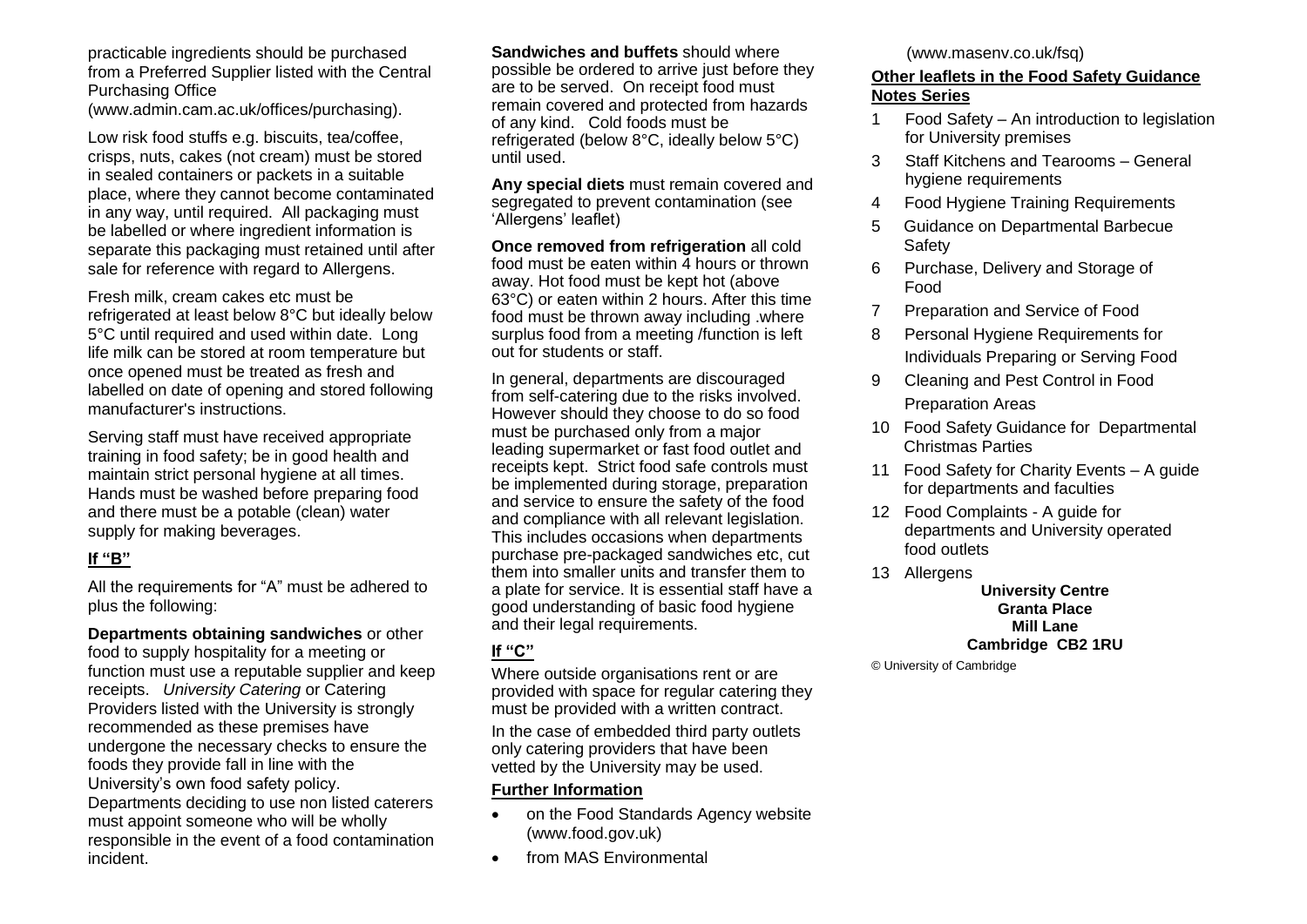practicable ingredients should be purchased from a Preferred Supplier listed with the Central Purchasing Office (www.admin.cam.ac.uk/offices/purchasing).

Low risk food stuffs e.g. biscuits, tea/coffee, crisps, nuts, cakes (not cream) must be stored in sealed containers or packets in a suitable place, where they cannot become contaminated in any way, until required. All packaging must be labelled or where ingredient information is separate this packaging must retained until after sale for reference with regard to Allergens.

Fresh milk, cream cakes etc must be refrigerated at least below 8°C but ideally below 5°C until required and used within date. Long life milk can be stored at room temperature but once opened must be treated as fresh and labelled on date of opening and stored following manufacturer's instructions.

Serving staff must have received appropriate training in food safety; be in good health and maintain strict personal hygiene at all times. Hands must be washed before preparing food and there must be a potable (clean) water supply for making beverages.

## If "B"

All the requirements for "A" must be adhered to plus the following:

**Departments obtaining sandwiches** or other food to supply hospitality for a meeting or function must use a reputable supplier and keep receipts. *University Catering* or Catering Providers listed with the University is strongly recommended as these premises have undergone the necessary checks to ensure the foods they provide fall in line with the University's own food safety policy. Departments deciding to use non listed caterers must appoint someone who will be wholly responsible in the event of a food contamination incident.

**Sandwiches and buffets** should where possible be ordered to arrive just before they are to be served. On receipt food must remain covered and protected from hazards of any kind. Cold foods must be refrigerated (below 8°C, ideally below 5°C) until used.

**Any special diets** must remain covered and segregated to prevent contamination (see 'Allergens' leaflet)

**Once removed from refrigeration** all cold food must be eaten within 4 hours or thrown away. Hot food must be kept hot (above 63°C) or eaten within 2 hours. After this time food must be thrown away including .where surplus food from a meeting /function is left out for students or staff.

In general, departments are discouraged from self-catering due to the risks involved. However should they choose to do so food must be purchased only from a major leading supermarket or fast food outlet and receipts kept. Strict food safe controls must be implemented during storage, preparation and service to ensure the safety of the food and compliance with all relevant legislation. This includes occasions when departments purchase pre-packaged sandwiches etc, cut them into smaller units and transfer them to a plate for service. It is essential staff have a good understanding of basic food hygiene and their legal requirements.

## If "C"

Where outside organisations rent or are provided with space for regular catering they must be provided with a written contract.

In the case of embedded third party outlets only catering providers that have been vetted by the University may be used.

## Further Information

- on the Food Standards Agency website (www.food.gov.uk)
- from MAS Environmental (www.masenv.co.uk/fsq)

## Other leaflets in the Food Safety Guidance Notes Series

1. Food Safety – An introduction to legislation for University premises
3. Staff Kitchens and Tearooms – General hygiene requirements
4. Food Hygiene Training Requirements
5. Guidance on Departmental Barbecue Safety
6. Purchase, Delivery and Storage of Food
7. Preparation and Service of Food
8. Personal Hygiene Requirements for Individuals Preparing or Serving Food
9. Cleaning and Pest Control in Food Preparation Areas
10. Food Safety Guidance for Departmental Christmas Parties
11. Food Safety for Charity Events – A guide for departments and faculties
12. Food Complaints - A guide for departments and University operated food outlets
13. Allergens

**University Centre**
**Granta Place**
**Mill Lane**
**Cambridge CB2 1RU**

© University of Cambridge